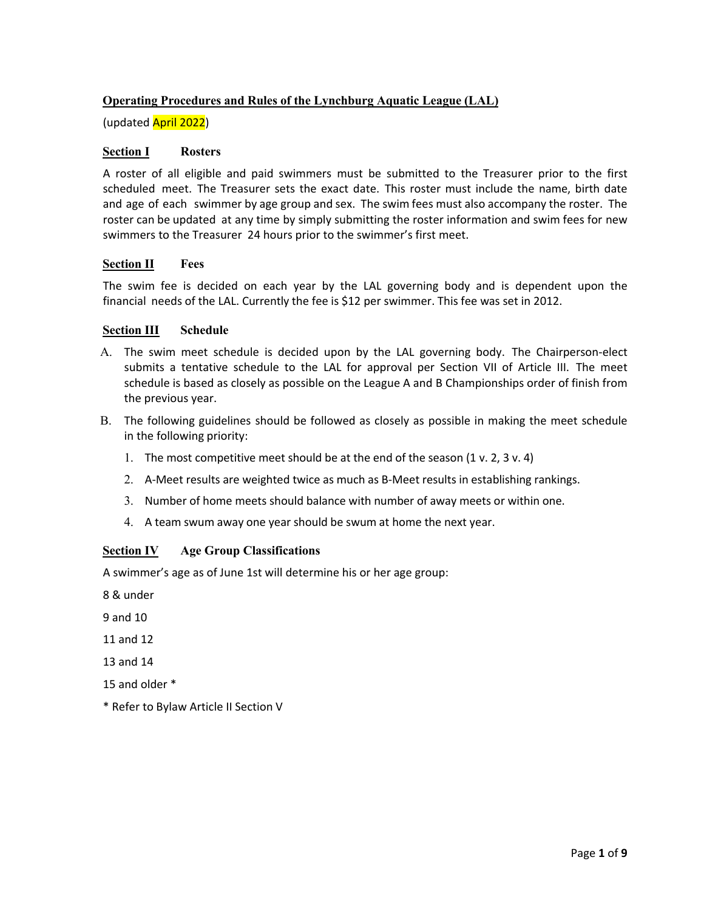# Operating Procedures and Rules of the Lynchburg Aquatic League (LAL)

(updated April 2022)

## Section I Rosters

A roster of all eligible and paid swimmers must be submitted to the Treasurer prior to the first scheduled meet. The Treasurer sets the exact date. This roster must include the name, birth date and age of each swimmer by age group and sex. The swim fees must also accompany the roster. The roster can be updated at any time by simply submitting the roster information and swim fees for new swimmers to the Treasurer 24 hours prior to the swimmer's first meet.

## Section II Fees

The swim fee is decided on each year by the LAL governing body and is dependent upon the financial needs of the LAL. Currently the fee is $12 per swimmer. This fee was set in 2012.

## Section III Schedule

A. The swim meet schedule is decided upon by the LAL governing body. The Chairperson-elect submits a tentative schedule to the LAL for approval per Section VII of Article III. The meet schedule is based as closely as possible on the League A and B Championships order of finish from the previous year.

B. The following guidelines should be followed as closely as possible in making the meet schedule in the following priority:

1. The most competitive meet should be at the end of the season (1 v. 2, 3 v. 4)
2. A-Meet results are weighted twice as much as B-Meet results in establishing rankings.
3. Number of home meets should balance with number of away meets or within one.
4. A team swum away one year should be swum at home the next year.

## Section IV Age Group Classifications

A swimmer's age as of June 1st will determine his or her age group:

8 & under

9 and 10

11 and 12

13 and 14

15 and older *

* Refer to Bylaw Article II Section V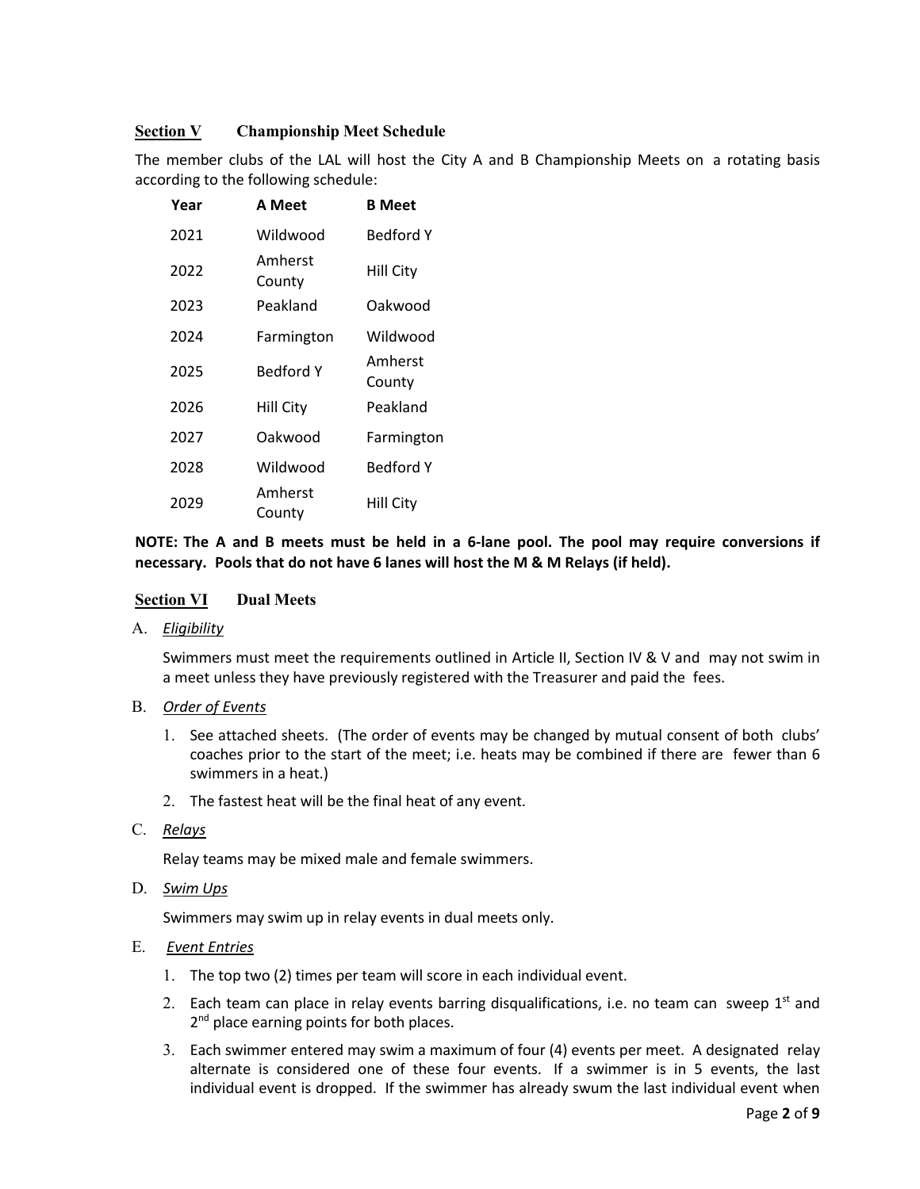## Section V Championship Meet Schedule

The member clubs of the LAL will host the City A and B Championship Meets on a rotating basis according to the following schedule:

| Year | A Meet | B Meet |
|---|---|---|
| 2021 | Wildwood | Bedford Y |
| 2022 | Amherst County | Hill City |
| 2023 | Peakland | Oakwood |
| 2024 | Farmington | Wildwood |
| 2025 | Bedford Y | Amherst County |
| 2026 | Hill City | Peakland |
| 2027 | Oakwood | Farmington |
| 2028 | Wildwood | Bedford Y |
| 2029 | Amherst County | Hill City |

**NOTE: The A and B meets must be held in a 6-lane pool. The pool may require conversions if necessary. Pools that do not have 6 lanes will host the M & M Relays (if held).**

## Section VI Dual Meets

A. *Eligibility*

Swimmers must meet the requirements outlined in Article II, Section IV & V and may not swim in a meet unless they have previously registered with the Treasurer and paid the fees.

B. *Order of Events*

1. See attached sheets. (The order of events may be changed by mutual consent of both clubs' coaches prior to the start of the meet; i.e. heats may be combined if there are fewer than 6 swimmers in a heat.)
2. The fastest heat will be the final heat of any event.

C. *Relays*

Relay teams may be mixed male and female swimmers.

D. *Swim Ups*

Swimmers may swim up in relay events in dual meets only.

E. *Event Entries*

1. The top two (2) times per team will score in each individual event.
2. Each team can place in relay events barring disqualifications, i.e. no team can sweep 1st and 2nd place earning points for both places.
3. Each swimmer entered may swim a maximum of four (4) events per meet. A designated relay alternate is considered one of these four events. If a swimmer is in 5 events, the last individual event is dropped. If the swimmer has already swum the last individual event when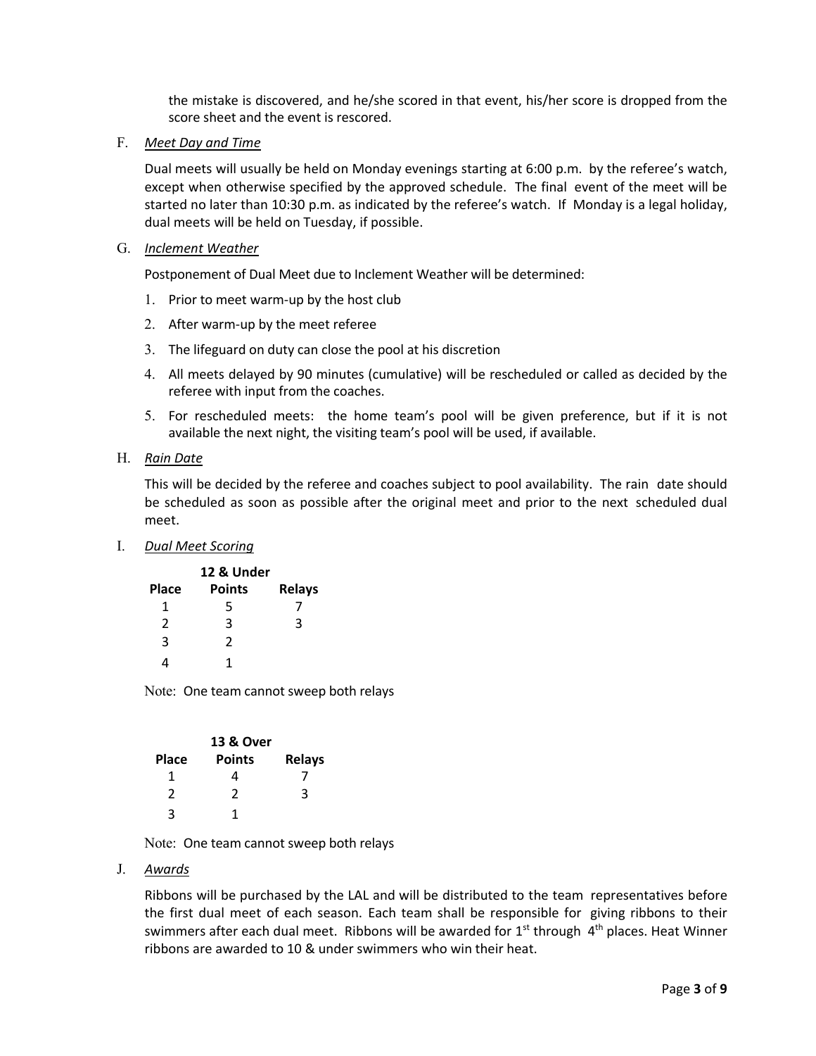the mistake is discovered, and he/she scored in that event, his/her score is dropped from the score sheet and the event is rescored.

F. *Meet Day and Time*

Dual meets will usually be held on Monday evenings starting at 6:00 p.m. by the referee's watch, except when otherwise specified by the approved schedule. The final event of the meet will be started no later than 10:30 p.m. as indicated by the referee's watch. If Monday is a legal holiday, dual meets will be held on Tuesday, if possible.

G. *Inclement Weather*

Postponement of Dual Meet due to Inclement Weather will be determined:

1. Prior to meet warm-up by the host club
2. After warm-up by the meet referee
3. The lifeguard on duty can close the pool at his discretion
4. All meets delayed by 90 minutes (cumulative) will be rescheduled or called as decided by the referee with input from the coaches.
5. For rescheduled meets: the home team's pool will be given preference, but if it is not available the next night, the visiting team's pool will be used, if available.

H. *Rain Date*

This will be decided by the referee and coaches subject to pool availability. The rain date should be scheduled as soon as possible after the original meet and prior to the next scheduled dual meet.

I. *Dual Meet Scoring*

| Place | 12 & Under Points | Relays |
|---|---|---|
| 1 | 5 | 7 |
| 2 | 3 | 3 |
| 3 | 2 | |
| 4 | 1 | |

Note: One team cannot sweep both relays

| Place | 13 & Over Points | Relays |
|---|---|---|
| 1 | 4 | 7 |
| 2 | 2 | 3 |
| 3 | 1 | |

Note: One team cannot sweep both relays

J. *Awards*

Ribbons will be purchased by the LAL and will be distributed to the team representatives before the first dual meet of each season. Each team shall be responsible for giving ribbons to their swimmers after each dual meet. Ribbons will be awarded for 1st through 4th places. Heat Winner ribbons are awarded to 10 & under swimmers who win their heat.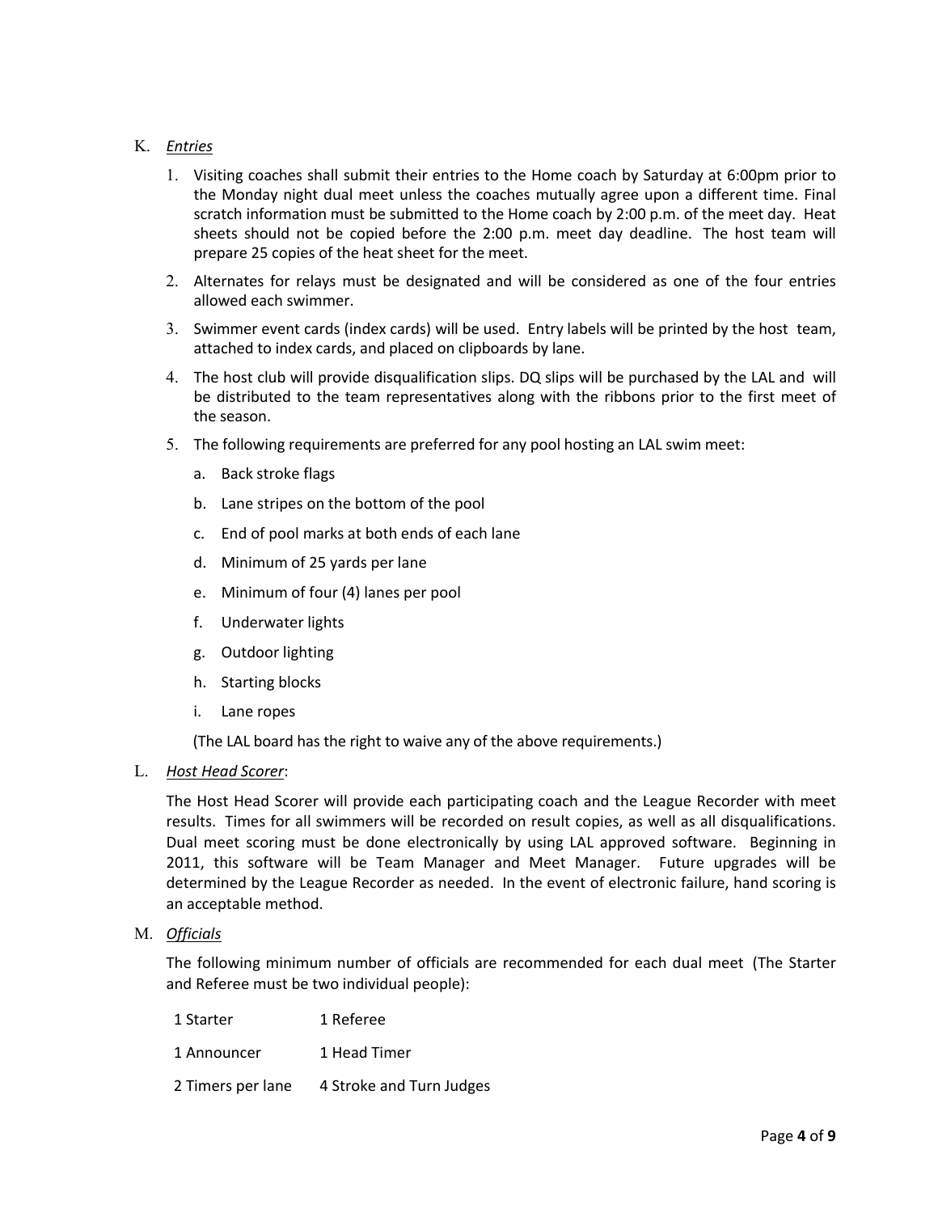K. *Entries*

1. Visiting coaches shall submit their entries to the Home coach by Saturday at 6:00pm prior to the Monday night dual meet unless the coaches mutually agree upon a different time. Final scratch information must be submitted to the Home coach by 2:00 p.m. of the meet day. Heat sheets should not be copied before the 2:00 p.m. meet day deadline. The host team will prepare 25 copies of the heat sheet for the meet.

2. Alternates for relays must be designated and will be considered as one of the four entries allowed each swimmer.

3. Swimmer event cards (index cards) will be used. Entry labels will be printed by the host team, attached to index cards, and placed on clipboards by lane.

4. The host club will provide disqualification slips. DQ slips will be purchased by the LAL and will be distributed to the team representatives along with the ribbons prior to the first meet of the season.

5. The following requirements are preferred for any pool hosting an LAL swim meet:

   a. Back stroke flags

   b. Lane stripes on the bottom of the pool

   c. End of pool marks at both ends of each lane

   d. Minimum of 25 yards per lane

   e. Minimum of four (4) lanes per pool

   f. Underwater lights

   g. Outdoor lighting

   h. Starting blocks

   i. Lane ropes

   (The LAL board has the right to waive any of the above requirements.)

L. *Host Head Scorer*:

The Host Head Scorer will provide each participating coach and the League Recorder with meet results. Times for all swimmers will be recorded on result copies, as well as all disqualifications. Dual meet scoring must be done electronically by using LAL approved software. Beginning in 2011, this software will be Team Manager and Meet Manager. Future upgrades will be determined by the League Recorder as needed. In the event of electronic failure, hand scoring is an acceptable method.

M. *Officials*

The following minimum number of officials are recommended for each dual meet (The Starter and Referee must be two individual people):

| | |
|---|---|
| 1 Starter | 1 Referee |
| 1 Announcer | 1 Head Timer |
| 2 Timers per lane | 4 Stroke and Turn Judges |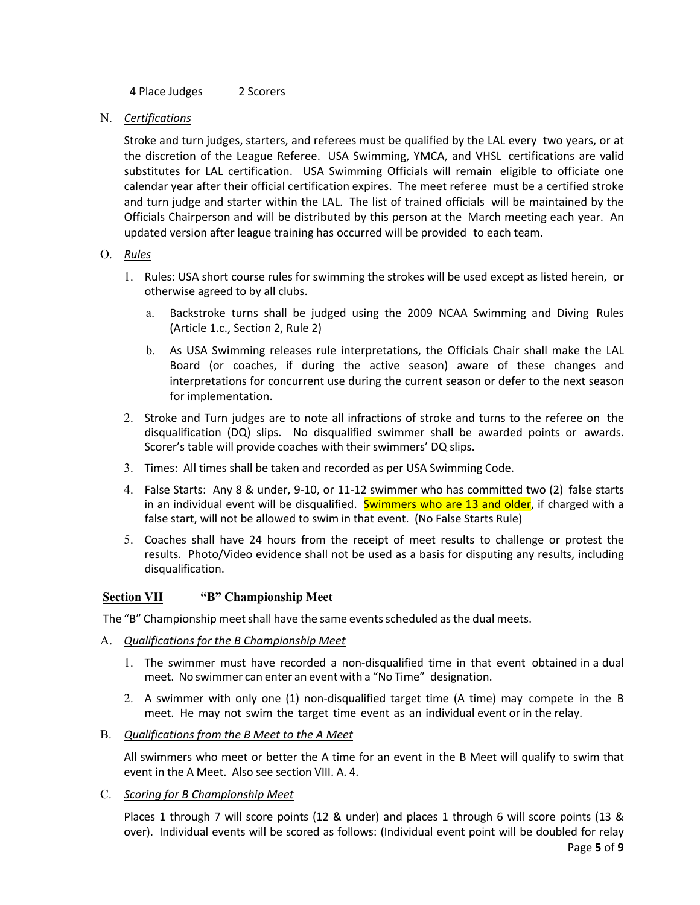4 Place Judges 2 Scorers

N. *Certifications*

Stroke and turn judges, starters, and referees must be qualified by the LAL every two years, or at the discretion of the League Referee. USA Swimming, YMCA, and VHSL certifications are valid substitutes for LAL certification. USA Swimming Officials will remain eligible to officiate one calendar year after their official certification expires. The meet referee must be a certified stroke and turn judge and starter within the LAL. The list of trained officials will be maintained by the Officials Chairperson and will be distributed by this person at the March meeting each year. An updated version after league training has occurred will be provided to each team.

O. *Rules*

1. Rules: USA short course rules for swimming the strokes will be used except as listed herein, or otherwise agreed to by all clubs.
   a. Backstroke turns shall be judged using the 2009 NCAA Swimming and Diving Rules (Article 1.c., Section 2, Rule 2)
   b. As USA Swimming releases rule interpretations, the Officials Chair shall make the LAL Board (or coaches, if during the active season) aware of these changes and interpretations for concurrent use during the current season or defer to the next season for implementation.
2. Stroke and Turn judges are to note all infractions of stroke and turns to the referee on the disqualification (DQ) slips. No disqualified swimmer shall be awarded points or awards. Scorer's table will provide coaches with their swimmers' DQ slips.
3. Times: All times shall be taken and recorded as per USA Swimming Code.
4. False Starts: Any 8 & under, 9-10, or 11-12 swimmer who has committed two (2) false starts in an individual event will be disqualified. Swimmers who are 13 and older, if charged with a false start, will not be allowed to swim in that event. (No False Starts Rule)
5. Coaches shall have 24 hours from the receipt of meet results to challenge or protest the results. Photo/Video evidence shall not be used as a basis for disputing any results, including disqualification.

## Section VII "B" Championship Meet

The "B" Championship meet shall have the same events scheduled as the dual meets.

A. *Qualifications for the B Championship Meet*

1. The swimmer must have recorded a non-disqualified time in that event obtained in a dual meet. No swimmer can enter an event with a "No Time" designation.
2. A swimmer with only one (1) non-disqualified target time (A time) may compete in the B meet. He may not swim the target time event as an individual event or in the relay.

B. *Qualifications from the B Meet to the A Meet*

All swimmers who meet or better the A time for an event in the B Meet will qualify to swim that event in the A Meet. Also see section VIII. A. 4.

C. *Scoring for B Championship Meet*

Places 1 through 7 will score points (12 & under) and places 1 through 6 will score points (13 & over). Individual events will be scored as follows: (Individual event point will be doubled for relay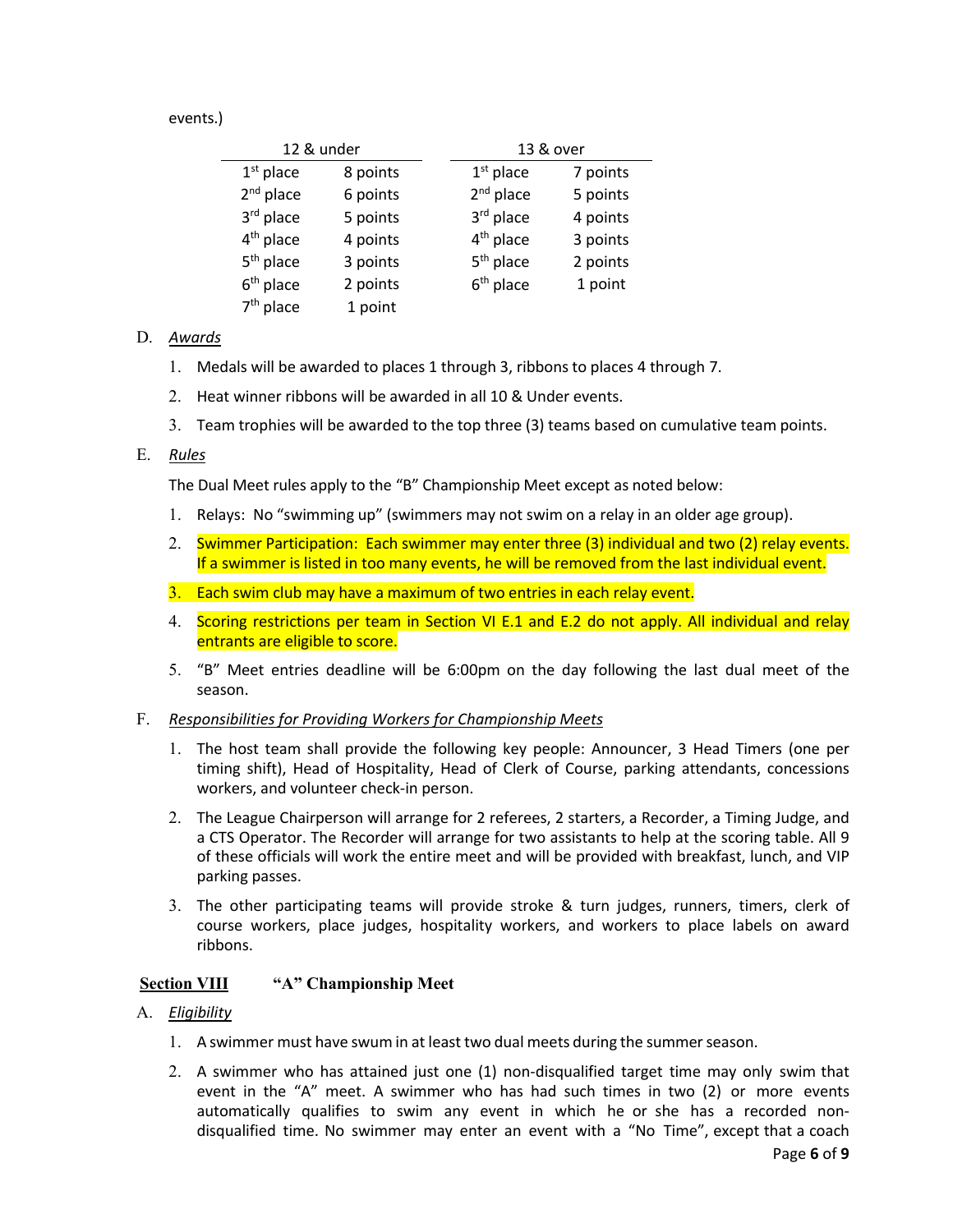events.)

| 12 & under | | 13 & over | |
|---|---|---|---|
| 1st place | 8 points | 1st place | 7 points |
| 2nd place | 6 points | 2nd place | 5 points |
| 3rd place | 5 points | 3rd place | 4 points |
| 4th place | 4 points | 4th place | 3 points |
| 5th place | 3 points | 5th place | 2 points |
| 6th place | 2 points | 6th place | 1 point |
| 7th place | 1 point | | |

D. *Awards*

1. Medals will be awarded to places 1 through 3, ribbons to places 4 through 7.
2. Heat winner ribbons will be awarded in all 10 & Under events.
3. Team trophies will be awarded to the top three (3) teams based on cumulative team points.

E. *Rules*

The Dual Meet rules apply to the "B" Championship Meet except as noted below:

1. Relays: No "swimming up" (swimmers may not swim on a relay in an older age group).
2. Swimmer Participation: Each swimmer may enter three (3) individual and two (2) relay events. If a swimmer is listed in too many events, he will be removed from the last individual event.
3. Each swim club may have a maximum of two entries in each relay event.
4. Scoring restrictions per team in Section VI E.1 and E.2 do not apply. All individual and relay entrants are eligible to score.
5. "B" Meet entries deadline will be 6:00pm on the day following the last dual meet of the season.

F. *Responsibilities for Providing Workers for Championship Meets*

1. The host team shall provide the following key people: Announcer, 3 Head Timers (one per timing shift), Head of Hospitality, Head of Clerk of Course, parking attendants, concessions workers, and volunteer check-in person.
2. The League Chairperson will arrange for 2 referees, 2 starters, a Recorder, a Timing Judge, and a CTS Operator. The Recorder will arrange for two assistants to help at the scoring table. All 9 of these officials will work the entire meet and will be provided with breakfast, lunch, and VIP parking passes.
3. The other participating teams will provide stroke & turn judges, runners, timers, clerk of course workers, place judges, hospitality workers, and workers to place labels on award ribbons.

## Section VIII "A" Championship Meet

A. *Eligibility*

1. A swimmer must have swum in at least two dual meets during the summer season.
2. A swimmer who has attained just one (1) non-disqualified target time may only swim that event in the "A" meet. A swimmer who has had such times in two (2) or more events automatically qualifies to swim any event in which he or she has a recorded non-disqualified time. No swimmer may enter an event with a "No Time", except that a coach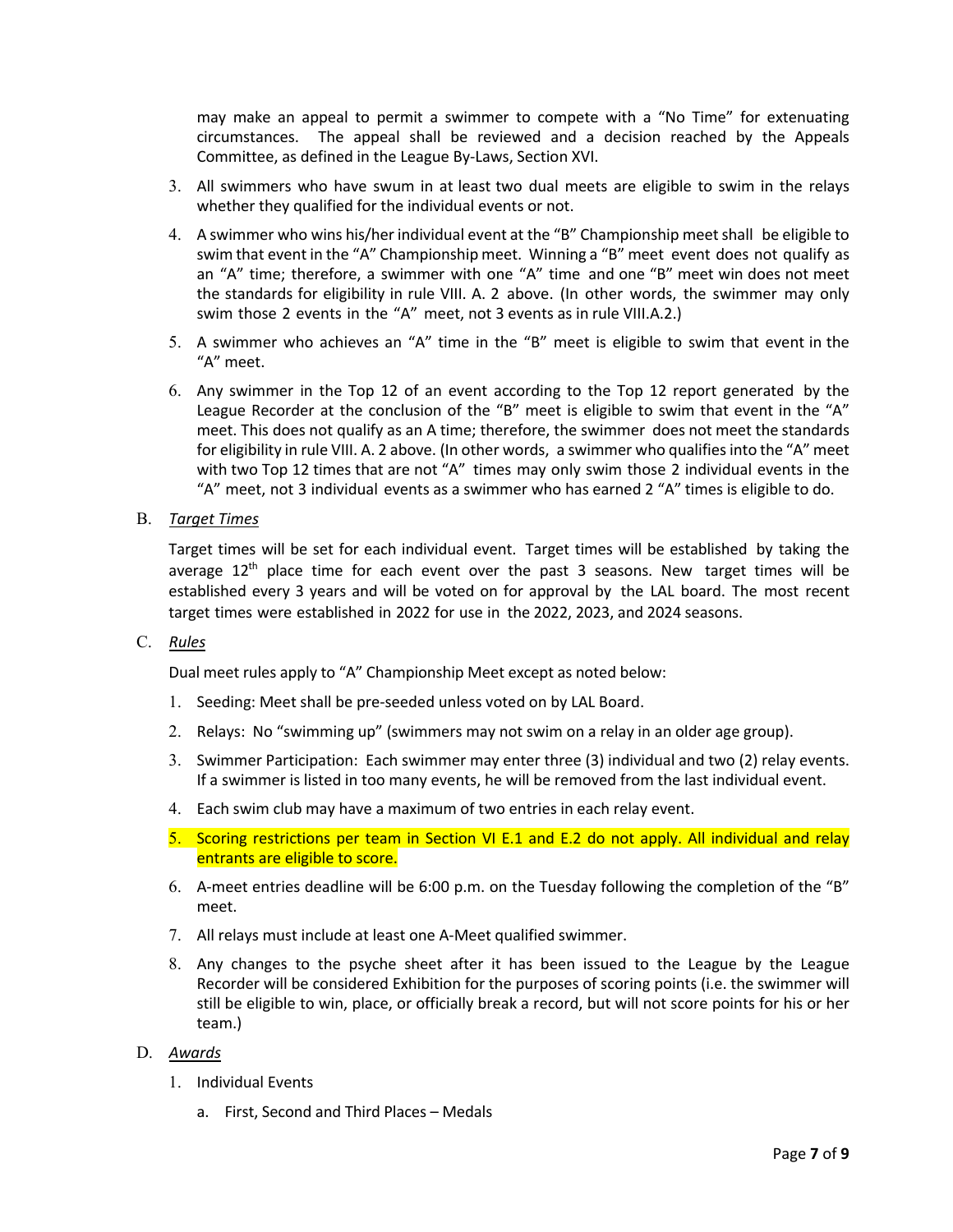may make an appeal to permit a swimmer to compete with a "No Time" for extenuating circumstances. The appeal shall be reviewed and a decision reached by the Appeals Committee, as defined in the League By-Laws, Section XVI.

3. All swimmers who have swum in at least two dual meets are eligible to swim in the relays whether they qualified for the individual events or not.
4. A swimmer who wins his/her individual event at the "B" Championship meet shall be eligible to swim that event in the "A" Championship meet. Winning a "B" meet event does not qualify as an "A" time; therefore, a swimmer with one "A" time and one "B" meet win does not meet the standards for eligibility in rule VIII. A. 2 above. (In other words, the swimmer may only swim those 2 events in the "A" meet, not 3 events as in rule VIII.A.2.)
5. A swimmer who achieves an "A" time in the "B" meet is eligible to swim that event in the "A" meet.
6. Any swimmer in the Top 12 of an event according to the Top 12 report generated by the League Recorder at the conclusion of the "B" meet is eligible to swim that event in the "A" meet. This does not qualify as an A time; therefore, the swimmer does not meet the standards for eligibility in rule VIII. A. 2 above. (In other words, a swimmer who qualifies into the "A" meet with two Top 12 times that are not "A" times may only swim those 2 individual events in the "A" meet, not 3 individual events as a swimmer who has earned 2 "A" times is eligible to do.

B. *Target Times*

Target times will be set for each individual event. Target times will be established by taking the average 12th place time for each event over the past 3 seasons. New target times will be established every 3 years and will be voted on for approval by the LAL board. The most recent target times were established in 2022 for use in the 2022, 2023, and 2024 seasons.

C. *Rules*

Dual meet rules apply to "A" Championship Meet except as noted below:

1. Seeding: Meet shall be pre-seeded unless voted on by LAL Board.
2. Relays: No "swimming up" (swimmers may not swim on a relay in an older age group).
3. Swimmer Participation: Each swimmer may enter three (3) individual and two (2) relay events. If a swimmer is listed in too many events, he will be removed from the last individual event.
4. Each swim club may have a maximum of two entries in each relay event.
5. Scoring restrictions per team in Section VI E.1 and E.2 do not apply. All individual and relay entrants are eligible to score.
6. A-meet entries deadline will be 6:00 p.m. on the Tuesday following the completion of the "B" meet.
7. All relays must include at least one A-Meet qualified swimmer.
8. Any changes to the psyche sheet after it has been issued to the League by the League Recorder will be considered Exhibition for the purposes of scoring points (i.e. the swimmer will still be eligible to win, place, or officially break a record, but will not score points for his or her team.)

D. *Awards*

1. Individual Events
   a. First, Second and Third Places – Medals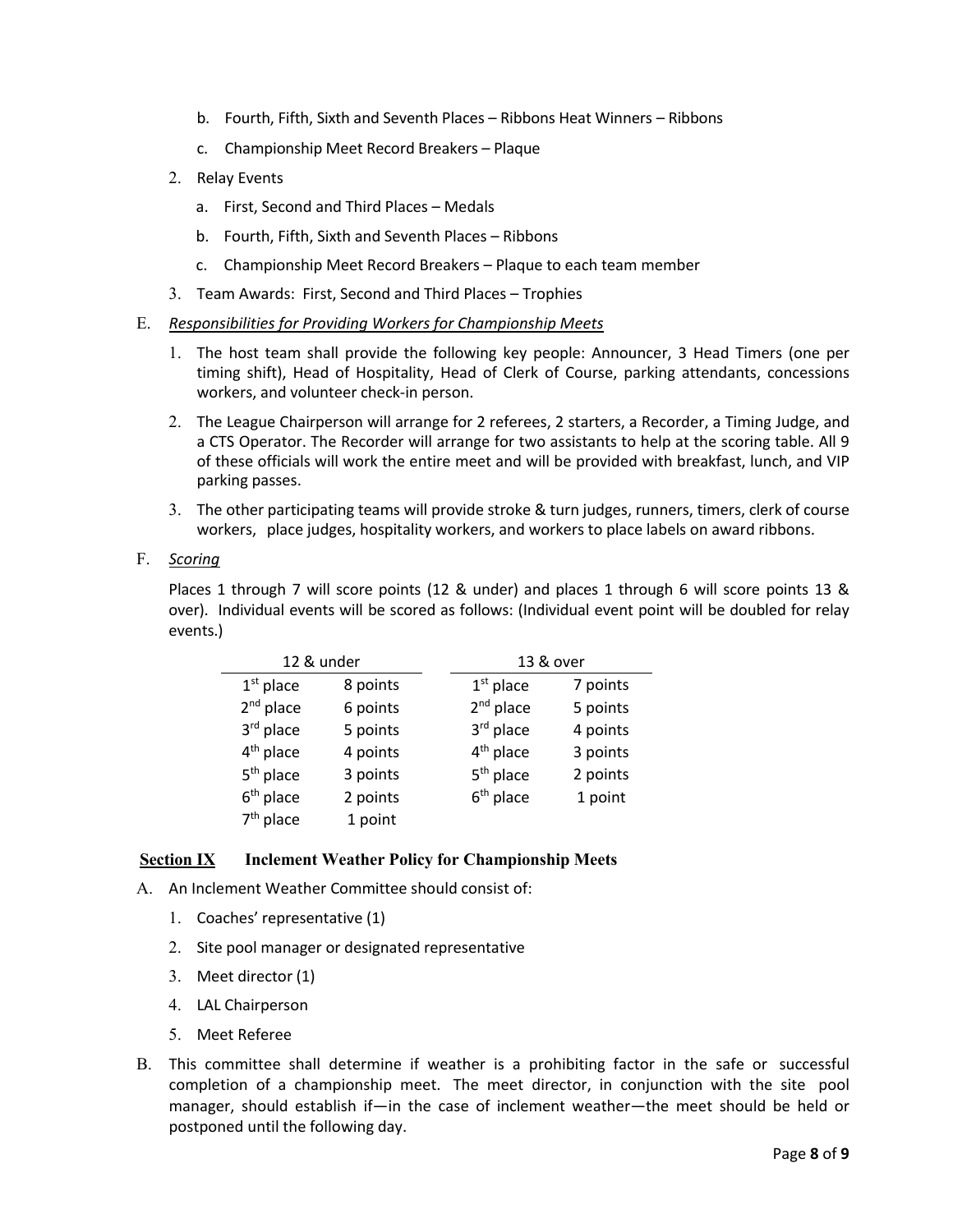b. Fourth, Fifth, Sixth and Seventh Places – Ribbons Heat Winners – Ribbons

   c. Championship Meet Record Breakers – Plaque

2. Relay Events

   a. First, Second and Third Places – Medals

   b. Fourth, Fifth, Sixth and Seventh Places – Ribbons

   c. Championship Meet Record Breakers – Plaque to each team member

3. Team Awards: First, Second and Third Places – Trophies

E. *Responsibilities for Providing Workers for Championship Meets*

1. The host team shall provide the following key people: Announcer, 3 Head Timers (one per timing shift), Head of Hospitality, Head of Clerk of Course, parking attendants, concessions workers, and volunteer check-in person.

2. The League Chairperson will arrange for 2 referees, 2 starters, a Recorder, a Timing Judge, and a CTS Operator. The Recorder will arrange for two assistants to help at the scoring table. All 9 of these officials will work the entire meet and will be provided with breakfast, lunch, and VIP parking passes.

3. The other participating teams will provide stroke & turn judges, runners, timers, clerk of course workers, place judges, hospitality workers, and workers to place labels on award ribbons.

F. *Scoring*

Places 1 through 7 will score points (12 & under) and places 1 through 6 will score points 13 & over). Individual events will be scored as follows: (Individual event point will be doubled for relay events.)

| 12 & under | | 13 & over | |
|---|---|---|---|
| 1st place | 8 points | 1st place | 7 points |
| 2nd place | 6 points | 2nd place | 5 points |
| 3rd place | 5 points | 3rd place | 4 points |
| 4th place | 4 points | 4th place | 3 points |
| 5th place | 3 points | 5th place | 2 points |
| 6th place | 2 points | 6th place | 1 point |
| 7th place | 1 point | | |

## Section IX Inclement Weather Policy for Championship Meets

A. An Inclement Weather Committee should consist of:

1. Coaches' representative (1)
2. Site pool manager or designated representative
3. Meet director (1)
4. LAL Chairperson
5. Meet Referee

B. This committee shall determine if weather is a prohibiting factor in the safe or successful completion of a championship meet. The meet director, in conjunction with the site pool manager, should establish if—in the case of inclement weather—the meet should be held or postponed until the following day.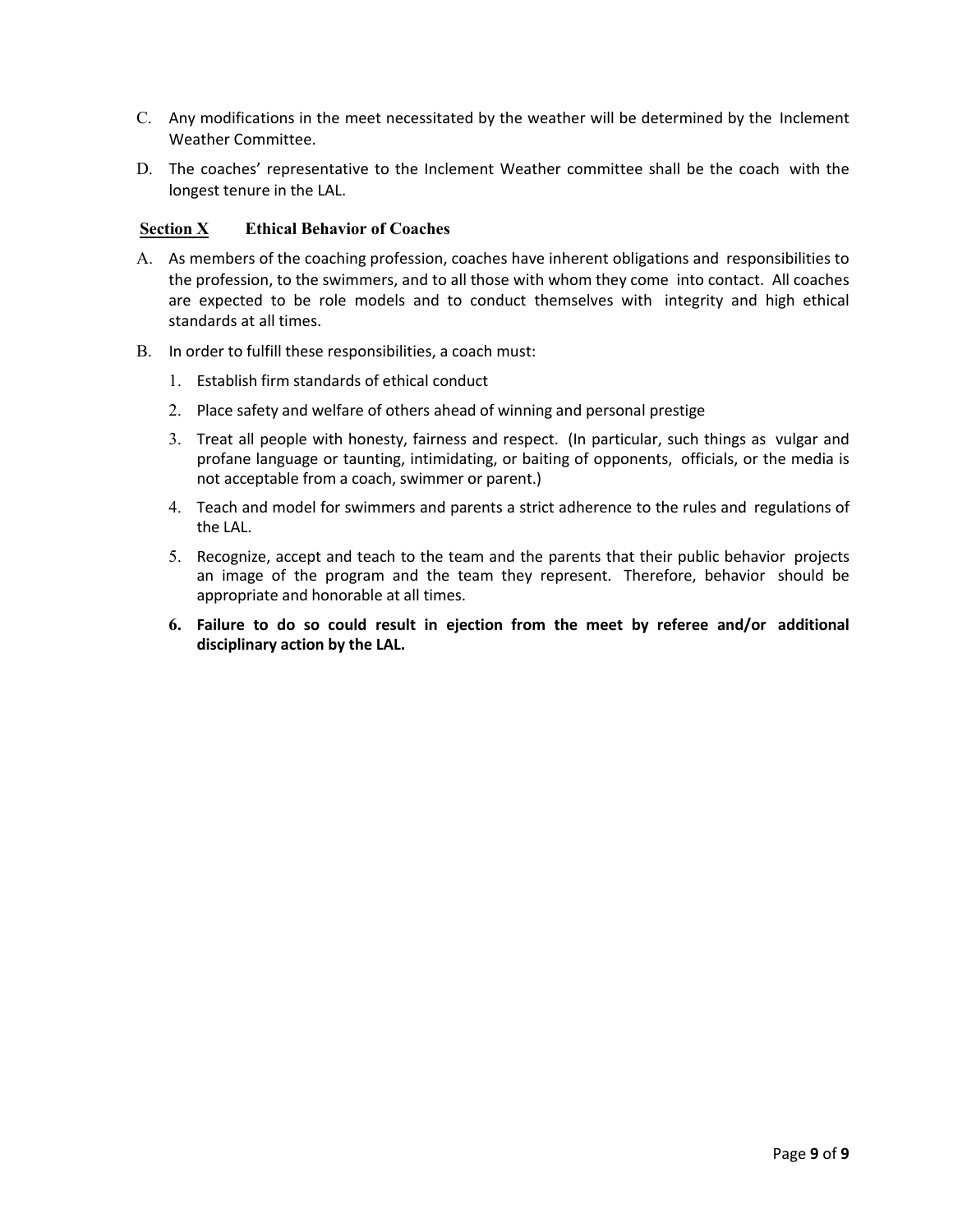C. Any modifications in the meet necessitated by the weather will be determined by the Inclement Weather Committee.

D. The coaches' representative to the Inclement Weather committee shall be the coach with the longest tenure in the LAL.

## Section X Ethical Behavior of Coaches

A. As members of the coaching profession, coaches have inherent obligations and responsibilities to the profession, to the swimmers, and to all those with whom they come into contact. All coaches are expected to be role models and to conduct themselves with integrity and high ethical standards at all times.

B. In order to fulfill these responsibilities, a coach must:

1. Establish firm standards of ethical conduct
2. Place safety and welfare of others ahead of winning and personal prestige
3. Treat all people with honesty, fairness and respect. (In particular, such things as vulgar and profane language or taunting, intimidating, or baiting of opponents, officials, or the media is not acceptable from a coach, swimmer or parent.)
4. Teach and model for swimmers and parents a strict adherence to the rules and regulations of the LAL.
5. Recognize, accept and teach to the team and the parents that their public behavior projects an image of the program and the team they represent. Therefore, behavior should be appropriate and honorable at all times.
6. **Failure to do so could result in ejection from the meet by referee and/or additional disciplinary action by the LAL.**